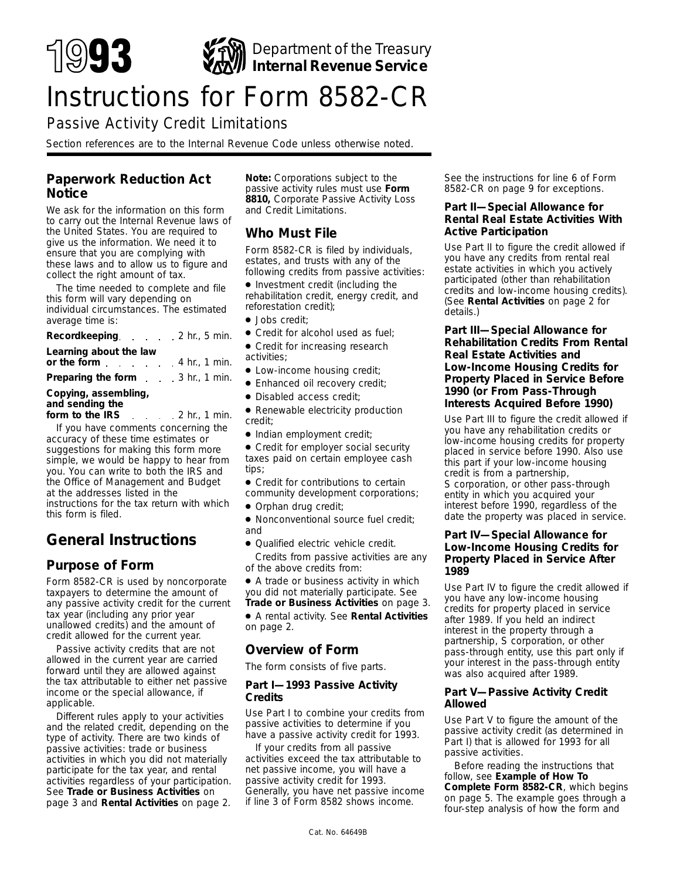# 1993 Department of the Treasury Internal Revenue Service

# Instructions for Form 8582-CR

## Passive Activity Credit Limitations

Section references are to the Internal Revenue Code unless otherwise noted.

## Paperwork Reduction Act Notice

We ask for the information on this form to carry out the Internal Revenue laws of the United States. You are required to give us the information. We need it to ensure that you are complying with these laws and to allow us to figure and collect the right amount of tax.

The time needed to complete and file this form will vary depending on individual circumstances. The estimated average time is:

**Recordkeeping** . . . . . 2 hr., 5 min.

**Learning about the law or the form** . . . . . . 4 hr., 1 min.

**Preparing the form** . . . 3 hr., 1 min.

**Copying, assembling, and sending the form to the IRS** . . . . 2 hr., 1 min.

If you have comments concerning the accuracy of these time estimates or suggestions for making this form more simple, we would be happy to hear from you. You can write to both the IRS and the Office of Management and Budget at the addresses listed in the instructions for the tax return with which this form is filed.

# General Instructions

## Purpose of Form

Form 8582-CR is used by noncorporate taxpayers to determine the amount of any passive activity credit for the current tax year (including any prior year unallowed credits) and the amount of credit allowed for the current year.

Passive activity credits that are not allowed in the current year are carried forward until they are allowed against the tax attributable to either net passive income or the special allowance, if applicable.

Different rules apply to your activities and the related credit, depending on the type of activity. There are two kinds of passive activities: trade or business activities in which you did not materially participate for the tax year, and rental activities regardless of your participation. See **Trade or Business Activities** on page 3 and **Rental Activities** on page 2.

**Note:** Corporations subject to the passive activity rules must use **Form 8810,** Corporate Passive Activity Loss and Credit Limitations.

## Who Must File

Form 8582-CR is filed by individuals, estates, and trusts with any of the following credits from passive activities:

- Investment credit (including the rehabilitation credit, energy credit, and reforestation credit);
- Jobs credit;
- Credit for alcohol used as fuel;
- Credit for increasing research activities;
- Low-income housing credit;
- Enhanced oil recovery credit;
- Disabled access credit;
- Renewable electricity production credit;
- Indian employment credit;
- Credit for employer social security taxes paid on certain employee cash tips;
- Credit for contributions to certain community development corporations;
- Orphan drug credit;
- Nonconventional source fuel credit; and
- Qualified electric vehicle credit.

Credits from passive activities are any of the above credits from:

- A trade or business activity in which you did not materially participate. See **Trade or Business Activities** on page 3.
- A rental activity. See **Rental Activities** on page 2.

## Overview of Form

The form consists of five parts.

### Part I—1993 Passive Activity Credits

Use Part I to combine your credits from passive activities to determine if you have a passive activity credit for 1993.

If your credits from all passive activities exceed the tax attributable to net passive income, you will have a passive activity credit for 1993. Generally, you have net passive income if line 3 of Form 8582 shows income. See the instructions for line 6 of Form 8582-CR on page 9 for exceptions.

### Part II—Special Allowance for Rental Real Estate Activities With Active Participation

Use Part II to figure the credit allowed if you have any credits from rental real estate activities in which you actively participated (other than rehabilitation credits and low-income housing credits). (See **Rental Activities** on page 2 for details.)

### Part III—Special Allowance for Rehabilitation Credits From Rental Real Estate Activities and Low-Income Housing Credits for Property Placed in Service Before 1990 (or From Pass-Through Interests Acquired Before 1990)

Use Part III to figure the credit allowed if you have any rehabilitation credits or low-income housing credits for property placed in service before 1990. Also use this part if your low-income housing credit is from a partnership, S corporation, or other pass-through entity in which you acquired your interest before 1990, regardless of the date the property was placed in service.

### Part IV—Special Allowance for Low-Income Housing Credits for Property Placed in Service After 1989

Use Part IV to figure the credit allowed if you have any low-income housing credits for property placed in service after 1989. If you held an indirect interest in the property through a partnership, S corporation, or other pass-through entity, use this part only if your interest in the pass-through entity was also acquired after 1989.

### Part V—Passive Activity Credit Allowed

Use Part V to figure the amount of the passive activity credit (as determined in Part I) that is allowed for 1993 for all passive activities.

Before reading the instructions that follow, see **Example of How To Complete Form 8582-CR**, which begins on page 5. The example goes through a four-step analysis of how the form and

Cat. No. 64649B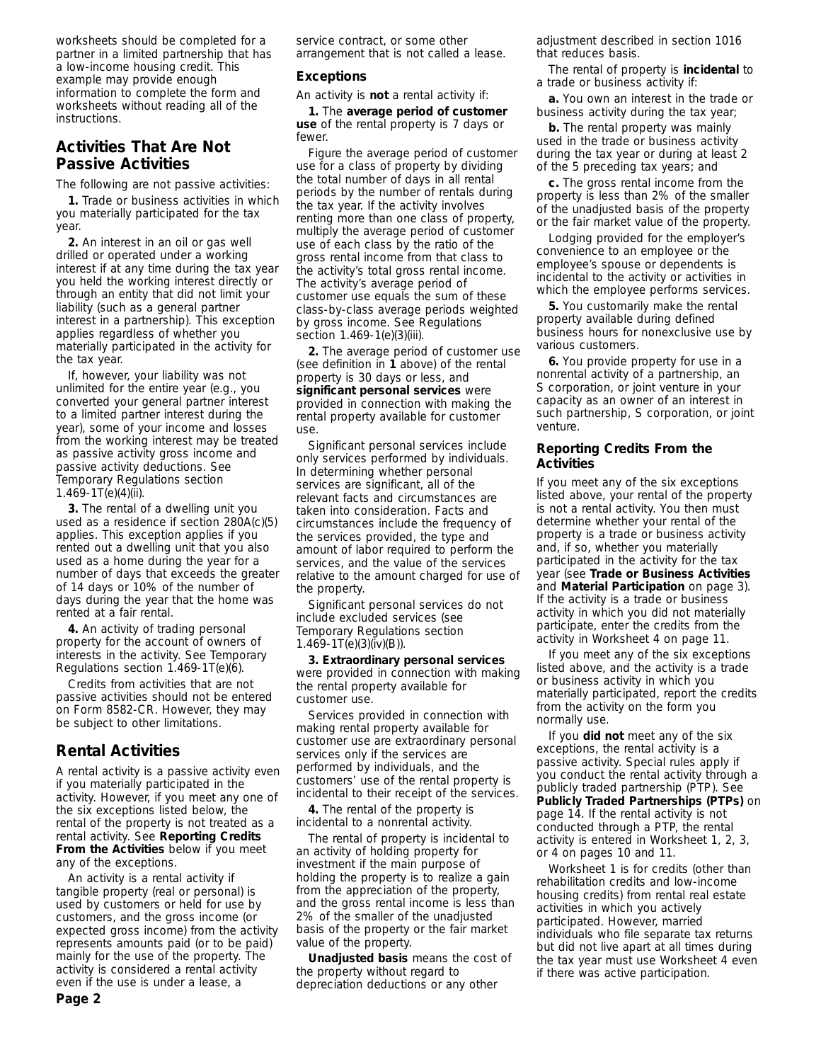worksheets should be completed for a partner in a limited partnership that has a low-income housing credit. This example may provide enough information to complete the form and worksheets without reading all of the instructions.

## Activities That Are Not Passive Activities

The following are not passive activities:

**1.** Trade or business activities in which you materially participated for the tax year.

**2.** An interest in an oil or gas well drilled or operated under a working interest if at any time during the tax year you held the working interest directly or through an entity that did not limit your liability (such as a general partner interest in a partnership). This exception applies regardless of whether you materially participated in the activity for the tax year.

If, however, your liability was not unlimited for the entire year (e.g., you converted your general partner interest to a limited partner interest during the year), some of your income and losses from the working interest may be treated as passive activity gross income and passive activity deductions. See Temporary Regulations section 1.469-1T(e)(4)(ii).

**3.** The rental of a dwelling unit you used as a residence if section 280A(c)(5) applies. This exception applies if you rented out a dwelling unit that you also used as a home during the year for a number of days that exceeds the greater of 14 days or 10% of the number of days during the year that the home was rented at a fair rental.

**4.** An activity of trading personal property for the account of owners of interests in the activity. See Temporary Regulations section 1.469-1T(e)(6).

Credits from activities that are not passive activities should not be entered on Form 8582-CR. However, they may be subject to other limitations.

## Rental Activities

A rental activity is a passive activity even if you materially participated in the activity. However, if you meet any one of the six exceptions listed below, the rental of the property is not treated as a rental activity. See **Reporting Credits From the Activities** below if you meet any of the exceptions.

An activity is a rental activity if tangible property (real or personal) is used by customers or held for use by customers, and the gross income (or expected gross income) from the activity represents amounts paid (or to be paid) mainly for the use of the property. The activity is considered a rental activity even if the use is under a lease, a service contract, or some other arrangement that is not called a lease.

### Exceptions

An activity is **not** a rental activity if:

**1.** The **average period of customer use** of the rental property is 7 days or fewer.

Figure the average period of customer use for a class of property by dividing the total number of days in all rental periods by the number of rentals during the tax year. If the activity involves renting more than one class of property, multiply the average period of customer use of each class by the ratio of the gross rental income from that class to the activity's total gross rental income. The activity's average period of customer use equals the sum of these class-by-class average periods weighted by gross income. See Regulations section 1.469-1(e)(3)(iii).

**2.** The average period of customer use (see definition in **1** above) of the rental property is 30 days or less, and **significant personal services** were provided in connection with making the rental property available for customer use.

Significant personal services include only services performed by individuals. In determining whether personal services are significant, all of the relevant facts and circumstances are taken into consideration. Facts and circumstances include the frequency of the services provided, the type and amount of labor required to perform the services, and the value of the services relative to the amount charged for use of the property.

Significant personal services do not include excluded services (see Temporary Regulations section 1.469-1T(e)(3)(iv)(B)).

**3. Extraordinary personal services** were provided in connection with making the rental property available for customer use.

Services provided in connection with making rental property available for customer use are extraordinary personal services only if the services are performed by individuals, and the customers' use of the rental property is incidental to their receipt of the services.

**4.** The rental of the property is incidental to a nonrental activity.

The rental of property is incidental to an activity of holding property for investment if the main purpose of holding the property is to realize a gain from the appreciation of the property, and the gross rental income is less than 2% of the smaller of the unadjusted basis of the property or the fair market value of the property.

**Unadjusted basis** means the cost of the property without regard to depreciation deductions or any other adjustment described in section 1016 that reduces basis.

The rental of property is **incidental** to a trade or business activity if:

**a.** You own an interest in the trade or business activity during the tax year;

**b.** The rental property was mainly used in the trade or business activity during the tax year or during at least 2 of the 5 preceding tax years; and

**c.** The gross rental income from the property is less than 2% of the smaller of the unadjusted basis of the property or the fair market value of the property.

Lodging provided for the employer's convenience to an employee or the employee's spouse or dependents is incidental to the activity or activities in which the employee performs services.

**5.** You customarily make the rental property available during defined business hours for nonexclusive use by various customers.

**6.** You provide property for use in a nonrental activity of a partnership, an S corporation, or joint venture in your capacity as an owner of an interest in such partnership, S corporation, or joint venture.

### Reporting Credits From the Activities

If you meet any of the six exceptions listed above, your rental of the property is not a rental activity. You then must determine whether your rental of the property is a trade or business activity and, if so, whether you materially participated in the activity for the tax year (see **Trade or Business Activities** and **Material Participation** on page 3). If the activity is a trade or business activity in which you did not materially participate, enter the credits from the activity in Worksheet 4 on page 11.

If you meet any of the six exceptions listed above, and the activity is a trade or business activity in which you materially participated, report the credits from the activity on the form you normally use.

If you **did not** meet any of the six exceptions, the rental activity is a passive activity. Special rules apply if you conduct the rental activity through a publicly traded partnership (PTP). See **Publicly Traded Partnerships (PTPs)** on page 14. If the rental activity is not conducted through a PTP, the rental activity is entered in Worksheet 1, 2, 3, or 4 on pages 10 and 11.

Worksheet 1 is for credits (other than rehabilitation credits and low-income housing credits) from rental real estate activities in which you actively participated. However, married individuals who file separate tax returns but did not live apart at all times during the tax year must use Worksheet 4 even if there was active participation.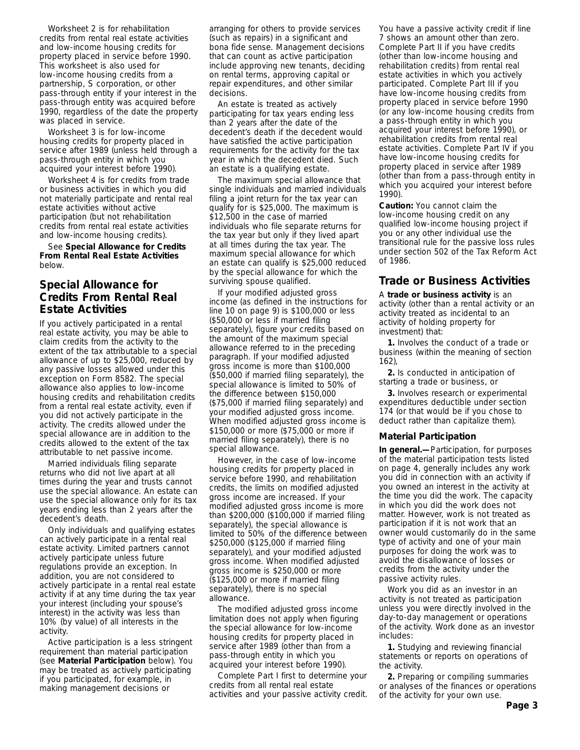Worksheet 2 is for rehabilitation credits from rental real estate activities and low-income housing credits for property placed in service before 1990. This worksheet is also used for low-income housing credits from a partnership, S corporation, or other pass-through entity if your interest in the pass-through entity was acquired before 1990, regardless of the date the property was placed in service.

Worksheet 3 is for low-income housing credits for property placed in service after 1989 (unless held through a pass-through entity in which you acquired your interest before 1990).

Worksheet 4 is for credits from trade or business activities in which you did not materially participate and rental real estate activities without active participation (but not rehabilitation credits from rental real estate activities and low-income housing credits).

See **Special Allowance for Credits From Rental Real Estate Activities** below.

## Special Allowance for Credits From Rental Real Estate Activities

If you actively participated in a rental real estate activity, you may be able to claim credits from the activity to the extent of the tax attributable to a special allowance of up to $25,000, reduced by any passive losses allowed under this exception on Form 8582. The special allowance also applies to low-income housing credits and rehabilitation credits from a rental real estate activity, even if you did not actively participate in the activity. The credits allowed under the special allowance are in addition to the credits allowed to the extent of the tax attributable to net passive income.

Married individuals filing separate returns who did not live apart at all times during the year and trusts cannot use the special allowance. An estate can use the special allowance only for its tax years ending less than 2 years after the decedent's death.

Only individuals and qualifying estates can actively participate in a rental real estate activity. Limited partners cannot actively participate unless future regulations provide an exception. In addition, you are not considered to actively participate in a rental real estate activity if at any time during the tax year your interest (including your spouse's interest) in the activity was less than 10% (by value) of all interests in the activity.

Active participation is a less stringent requirement than material participation (see **Material Participation** below). You may be treated as actively participating if you participated, for example, in making management decisions or arranging for others to provide services (such as repairs) in a significant and bona fide sense. Management decisions that can count as active participation include approving new tenants, deciding on rental terms, approving capital or repair expenditures, and other similar decisions.

An estate is treated as actively participating for tax years ending less than 2 years after the date of the decedent's death if the decedent would have satisfied the active participation requirements for the activity for the tax year in which the decedent died. Such an estate is a qualifying estate.

The maximum special allowance that single individuals and married individuals filing a joint return for the tax year can qualify for is $25,000. The maximum is $12,500 in the case of married individuals who file separate returns for the tax year but only if they lived apart at all times during the tax year. The maximum special allowance for which an estate can qualify is $25,000 reduced by the special allowance for which the surviving spouse qualified.

If your modified adjusted gross income (as defined in the instructions for line 10 on page 9) is $100,000 or less ($50,000 or less if married filing separately), figure your credits based on the amount of the maximum special allowance referred to in the preceding paragraph. If your modified adjusted gross income is more than $100,000 ($50,000 if married filing separately), the special allowance is limited to 50% of the difference between $150,000 ($75,000 if married filing separately) and your modified adjusted gross income. When modified adjusted gross income is $150,000 or more ($75,000 or more if married filing separately), there is no special allowance.

However, in the case of low-income housing credits for property placed in service before 1990, and rehabilitation credits, the limits on modified adjusted gross income are increased. If your modified adjusted gross income is more than $200,000 ($100,000 if married filing separately), the special allowance is limited to 50% of the difference between $250,000 ($125,000 if married filing separately), and your modified adjusted gross income. When modified adjusted gross income is $250,000 or more ($125,000 or more if married filing separately), there is no special allowance.

The modified adjusted gross income limitation does not apply when figuring the special allowance for low-income housing credits for property placed in service after 1989 (other than from a pass-through entity in which you acquired your interest before 1990).

Complete Part I first to determine your credits from all rental real estate activities and your passive activity credit. You have a passive activity credit if line 7 shows an amount other than zero. Complete Part II if you have credits (other than low-income housing and rehabilitation credits) from rental real estate activities in which you actively participated. Complete Part III if you have low-income housing credits from property placed in service before 1990 (or any low-income housing credits from a pass-through entity in which you acquired your interest before 1990), or rehabilitation credits from rental real estate activities. Complete Part IV if you have low-income housing credits for property placed in service after 1989 (other than from a pass-through entity in which you acquired your interest before 1990).

**Caution:** You cannot claim the low-income housing credit on any qualified low-income housing project if you or any other individual use the transitional rule for the passive loss rules under section 502 of the Tax Reform Act of 1986.

## Trade or Business Activities

A **trade or business activity** is an activity (other than a rental activity or an activity treated as incidental to an activity of holding property for investment) that:

**1.** Involves the conduct of a trade or business (within the meaning of section 162),

**2.** Is conducted in anticipation of starting a trade or business, or

**3.** Involves research or experimental expenditures deductible under section 174 (or that would be if you chose to deduct rather than capitalize them).

### Material Participation

**In general.—** Participation, for purposes of the material participation tests listed on page 4, generally includes any work you did in connection with an activity if you owned an interest in the activity at the time you did the work. The capacity in which you did the work does not matter. However, work is not treated as participation if it is not work that an owner would customarily do in the same type of activity and one of your main purposes for doing the work was to avoid the disallowance of losses or credits from the activity under the passive activity rules.

Work you did as an investor in an activity is not treated as participation unless you were directly involved in the day-to-day management or operations of the activity. Work done as an investor includes:

**1.** Studying and reviewing financial statements or reports on operations of the activity.

**2.** Preparing or compiling summaries or analyses of the finances or operations of the activity for your own use.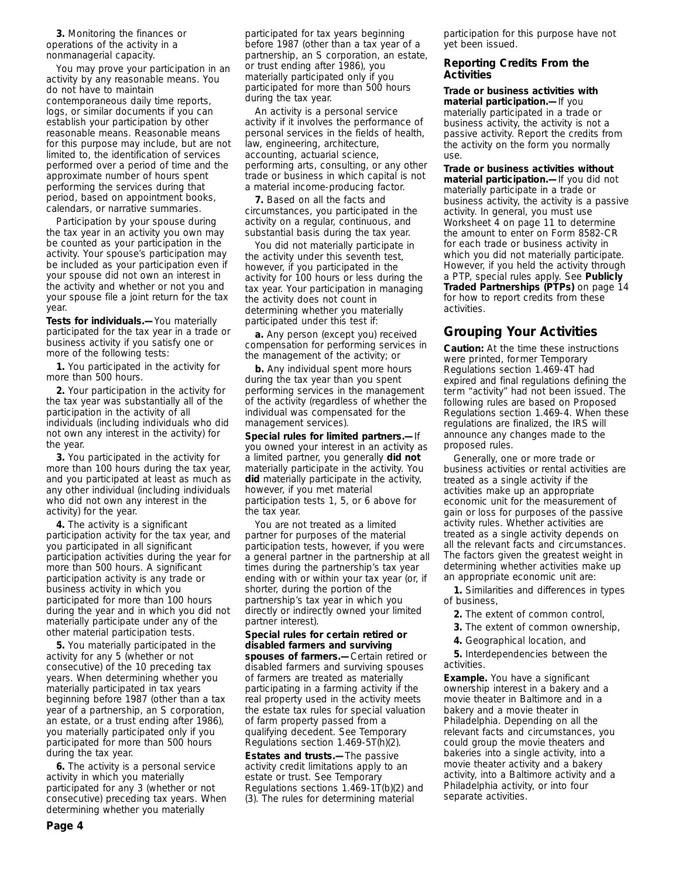**3.** Monitoring the finances or operations of the activity in a nonmanagerial capacity.

You may prove your participation in an activity by any reasonable means. You do not have to maintain contemporaneous daily time reports, logs, or similar documents if you can establish your participation by other reasonable means. Reasonable means for this purpose may include, but are not limited to, the identification of services performed over a period of time and the approximate number of hours spent performing the services during that period, based on appointment books, calendars, or narrative summaries.

Participation by your spouse during the tax year in an activity you own may be counted as your participation in the activity. Your spouse's participation may be included as your participation even if your spouse did not own an interest in the activity and whether or not you and your spouse file a joint return for the tax year.

**Tests for individuals.—** You materially participated for the tax year in a trade or business activity if you satisfy one or more of the following tests:

**1.** You participated in the activity for more than 500 hours.

**2.** Your participation in the activity for the tax year was substantially all of the participation in the activity of all individuals (including individuals who did not own any interest in the activity) for the year.

**3.** You participated in the activity for more than 100 hours during the tax year, and you participated at least as much as any other individual (including individuals who did not own any interest in the activity) for the year.

**4.** The activity is a significant participation activity for the tax year, and you participated in all significant participation activities during the year for more than 500 hours. A significant participation activity is any trade or business activity in which you participated for more than 100 hours during the year and in which you did not materially participate under any of the other material participation tests.

**5.** You materially participated in the activity for any 5 (whether or not consecutive) of the 10 preceding tax years. When determining whether you materially participated in tax years beginning before 1987 (other than a tax year of a partnership, an S corporation, an estate, or a trust ending after 1986), you materially participated only if you participated for more than 500 hours during the tax year.

**6.** The activity is a personal service activity in which you materially participated for any 3 (whether or not consecutive) preceding tax years. When determining whether you materially participated for tax years beginning before 1987 (other than a tax year of a partnership, an S corporation, an estate, or trust ending after 1986), you materially participated only if you participated for more than 500 hours during the tax year.

An activity is a personal service activity if it involves the performance of personal services in the fields of health, law, engineering, architecture, accounting, actuarial science, performing arts, consulting, or any other trade or business in which capital is not a material income-producing factor.

**7.** Based on all the facts and circumstances, you participated in the activity on a regular, continuous, and substantial basis during the tax year.

You did not materially participate in the activity under this seventh test, however, if you participated in the activity for 100 hours or less during the tax year. Your participation in managing the activity does not count in determining whether you materially participated under this test if:

**a.** Any person (except you) received compensation for performing services in the management of the activity; or

**b.** Any individual spent more hours during the tax year than you spent performing services in the management of the activity (regardless of whether the individual was compensated for the management services).

**Special rules for limited partners.—** If you owned your interest in an activity as a limited partner, you generally **did not** materially participate in the activity. You **did** materially participate in the activity, however, if you met material participation tests 1, 5, or 6 above for the tax year.

You are not treated as a limited partner for purposes of the material participation tests, however, if you were a general partner in the partnership at all times during the partnership's tax year ending with or within your tax year (or, if shorter, during the portion of the partnership's tax year in which you directly or indirectly owned your limited partner interest).

**Special rules for certain retired or disabled farmers and surviving spouses of farmers.—** Certain retired or disabled farmers and surviving spouses of farmers are treated as materially participating in a farming activity if the real property used in the activity meets the estate tax rules for special valuation of farm property passed from a qualifying decedent. See Temporary Regulations section 1.469-5T(h)(2).

**Estates and trusts.—** The passive activity credit limitations apply to an estate or trust. See Temporary Regulations sections 1.469-1T(b)(2) and (3). The rules for determining material participation for this purpose have not yet been issued.

### Reporting Credits From the Activities

**Trade or business activities with material participation.—** If you materially participated in a trade or business activity, the activity is not a passive activity. Report the credits from the activity on the form you normally use.

**Trade or business activities without material participation.—** If you did not materially participate in a trade or business activity, the activity is a passive activity. In general, you must use Worksheet 4 on page 11 to determine the amount to enter on Form 8582-CR for each trade or business activity in which you did not materially participate. However, if you held the activity through a PTP, special rules apply. See **Publicly Traded Partnerships (PTPs)** on page 14 for how to report credits from these activities.

## Grouping Your Activities

**Caution:** At the time these instructions were printed, former Temporary Regulations section 1.469-4T had expired and final regulations defining the term "activity" had not been issued. The following rules are based on Proposed Regulations section 1.469-4. When these regulations are finalized, the IRS will announce any changes made to the proposed rules.

Generally, one or more trade or business activities or rental activities are treated as a single activity if the activities make up an appropriate economic unit for the measurement of gain or loss for purposes of the passive activity rules. Whether activities are treated as a single activity depends on all the relevant facts and circumstances. The factors given the greatest weight in determining whether activities make up an appropriate economic unit are:

**1.** Similarities and differences in types of business,

**2.** The extent of common control,

**3.** The extent of common ownership,

**4.** Geographical location, and

**5.** Interdependencies between the activities.

**Example.** You have a significant ownership interest in a bakery and a movie theater in Baltimore and in a bakery and a movie theater in Philadelphia. Depending on all the relevant facts and circumstances, you could group the movie theaters and bakeries into a single activity, into a movie theater activity and a bakery activity, into a Baltimore activity and a Philadelphia activity, or into four separate activities.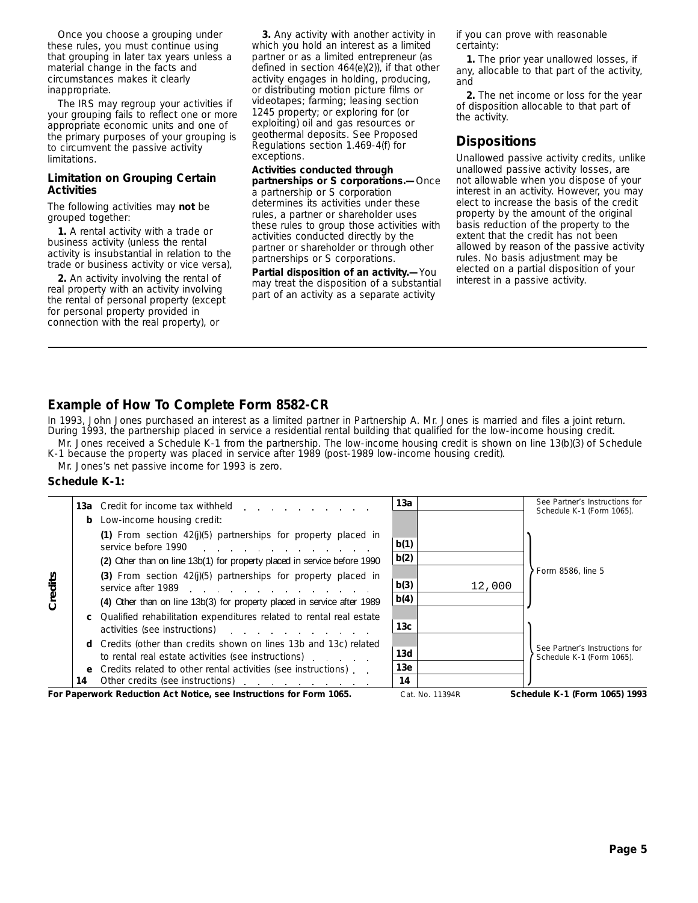Once you choose a grouping under these rules, you must continue using that grouping in later tax years unless a material change in the facts and circumstances makes it clearly inappropriate.

The IRS may regroup your activities if your grouping fails to reflect one or more appropriate economic units and one of the primary purposes of your grouping is to circumvent the passive activity limitations.

### Limitation on Grouping Certain Activities

The following activities may **not** be grouped together:

**1.** A rental activity with a trade or business activity (unless the rental activity is insubstantial in relation to the trade or business activity or vice versa),

**2.** An activity involving the rental of real property with an activity involving the rental of personal property (except for personal property provided in connection with the real property), or

**3.** Any activity with another activity in which you hold an interest as a limited partner or as a limited entrepreneur (as defined in section 464(e)(2)), if that other activity engages in holding, producing, or distributing motion picture films or videotapes; farming; leasing section 1245 property; or exploring for (or exploiting) oil and gas resources or geothermal deposits. See Proposed Regulations section 1.469-4(f) for exceptions.

**Activities conducted through partnerships or S corporations.—** Once a partnership or S corporation determines its activities under these rules, a partner or shareholder uses these rules to group those activities with activities conducted directly by the partner or shareholder or through other partnerships or S corporations.

**Partial disposition of an activity.—** You may treat the disposition of a substantial part of an activity as a separate activity if you can prove with reasonable certainty:

**1.** The prior year unallowed losses, if any, allocable to that part of the activity, and

**2.** The net income or loss for the year of disposition allocable to that part of the activity.

## Dispositions

Unallowed passive activity credits, unlike unallowed passive activity losses, are not allowable when you dispose of your interest in an activity. However, you may elect to increase the basis of the credit property by the amount of the original basis reduction of the property to the extent that the credit has not been allowed by reason of the passive activity rules. No basis adjustment may be elected on a partial disposition of your interest in a passive activity.

## Example of How To Complete Form 8582-CR

In 1993, John Jones purchased an interest as a limited partner in Partnership A. Mr. Jones is married and files a joint return. During 1993, the partnership placed in service a residential rental building that qualified for the low-income housing credit.

Mr. Jones received a Schedule K-1 from the partnership. The low-income housing credit is shown on line 13(b)(3) of Schedule K-1 because the property was placed in service after 1989 (post-1989 low-income housing credit).

Mr. Jones's net passive income for 1993 is zero.

### Schedule K-1:

| | Line | Description | Line No. | Amount | Instructions |
|---|---|---|---|---|---|
| Credits | 13a | Credit for income tax withheld | 13a | | See Partner's Instructions for Schedule K-1 (Form 1065). |
| | b | Low-income housing credit: | | | |
| | | (1) From section 42(j)(5) partnerships for property placed in service before 1990 | b(1) | | Form 8586, line 5 |
| | | (2) Other than on line 13b(1) for property placed in service before 1990 | b(2) | | |
| | | (3) From section 42(j)(5) partnerships for property placed in service after 1989 | b(3) | 12,000 | |
| | | (4) Other than on line 13b(3) for property placed in service after 1989 | b(4) | | |
| | c | Qualified rehabilitation expenditures related to rental real estate activities (see instructions) | 13c | | See Partner's Instructions for Schedule K-1 (Form 1065). |
| | d | Credits (other than credits shown on lines 13b and 13c) related to rental real estate activities (see instructions) | 13d | | |
| | e | Credits related to other rental activities (see instructions) | 13e | | |
| | 14 | Other credits (see instructions) | 14 | | |

**For Paperwork Reduction Act Notice, see Instructions for Form 1065.** Cat. No. 11394R **Schedule K-1 (Form 1065) 1993**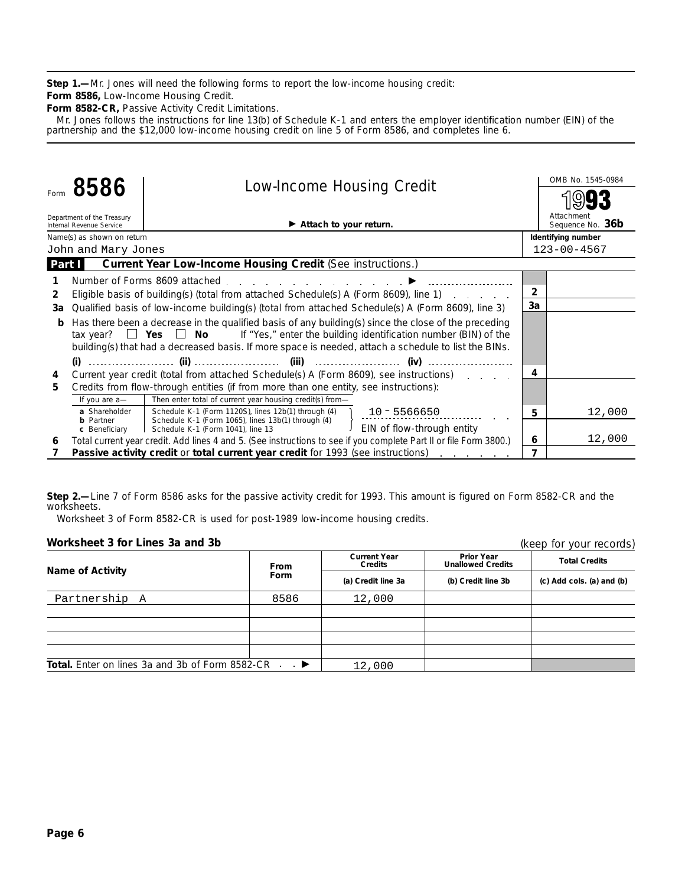**Step 1.—** Mr. Jones will need the following forms to report the low-income housing credit:

**Form 8586,** Low-Income Housing Credit.

**Form 8582-CR,** Passive Activity Credit Limitations.

Mr. Jones follows the instructions for line 13(b) of Schedule K-1 and enters the employer identification number (EIN) of the partnership and the $12,000 low-income housing credit on line 5 of Form 8586, and completes line 6.

---

Form **8586** — Low-Income Housing Credit

Department of the Treasury, Internal Revenue Service

► Attach to your return.

OMB No. 1545-0984 — **1993** — Attachment Sequence No. **36b**

Name(s) as shown on return: John and Mary Jones

Identifying number: 123-00-4567

**Part I — Current Year Low-Income Housing Credit** (See instructions.)

| | | | |
|---|---|---|---|
| 1 | Number of Forms 8609 attached ► | | |
| 2 | Eligible basis of building(s) (total from attached Schedule(s) A (Form 8609), line 1) | 2 | |
| 3a | Qualified basis of low-income building(s) (total from attached Schedule(s) A (Form 8609), line 3) | 3a | |
| b | Has there been a decrease in the qualified basis of any building(s) since the close of the preceding tax year? ☐ Yes ☐ No If "Yes," enter the building identification number (BIN) of the building(s) that had a decreased basis. If more space is needed, attach a schedule to list the BINs. (i) ______ (ii) ______ (iii) ______ (iv) ______ | | |
| 4 | Current year credit (total from attached Schedule(s) A (Form 8609), see instructions) | 4 | |
| 5 | Credits from flow-through entities (if from more than one entity, see instructions): If you are a— **a** Shareholder / **b** Partner / **c** Beneficiary — Then enter total of current year housing credit(s) from— Schedule K-1 (Form 1120S), lines 12b(1) through (4) / Schedule K-1 (Form 1065), lines 13b(1) through (4) / Schedule K-1 (Form 1041), line 13 — 10-5566650 EIN of flow-through entity | 5 | 12,000 |
| 6 | Total current year credit. Add lines 4 and 5. (See instructions to see if you complete Part II or file Form 3800.) | 6 | 12,000 |
| 7 | **Passive activity credit** or **total current year credit** for 1993 (see instructions) | 7 | |

---

**Step 2.—** Line 7 of Form 8586 asks for the passive activity credit for 1993. This amount is figured on Form 8582-CR and the worksheets.

Worksheet 3 of Form 8582-CR is used for post-1989 low-income housing credits.

**Worksheet 3 for Lines 3a and 3b** (keep for your records)

| Name of Activity | From Form | Current Year Credits (a) Credit line 3a | Prior Year Unallowed Credits (b) Credit line 3b | Total Credits (c) Add cols. (a) and (b) |
|---|---|---|---|---|
| Partnership A | 8586 | 12,000 | | |
| | | | | |
| | | | | |
| | | | | |
| | | | | |
| **Total.** Enter on lines 3a and 3b of Form 8582-CR ► | | 12,000 | | |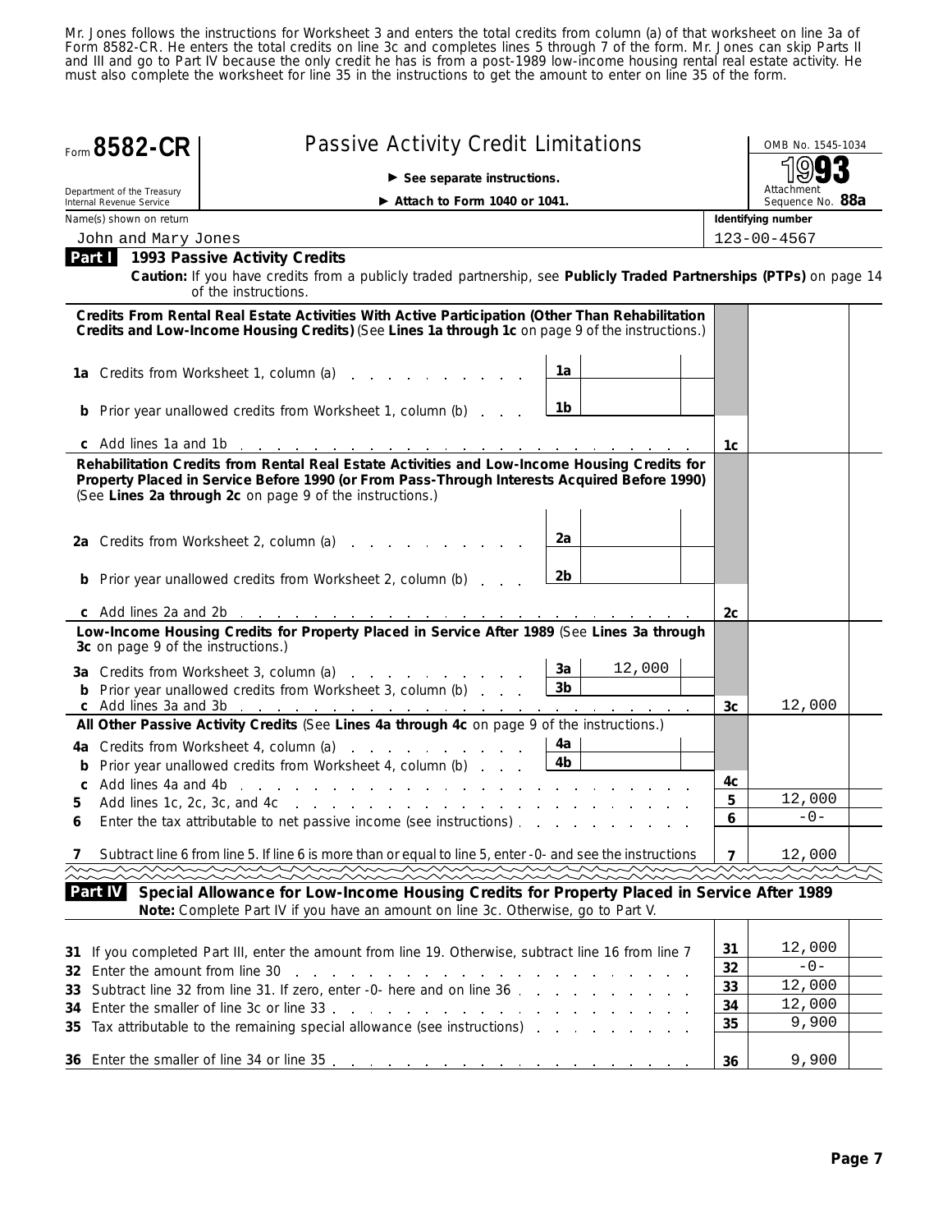Mr. Jones follows the instructions for Worksheet 3 and enters the total credits from column (a) of that worksheet on line 3a of Form 8582-CR. He enters the total credits on line 3c and completes lines 5 through 7 of the form. Mr. Jones can skip Parts II and III and go to Part IV because the only credit he has is from a post-1989 low-income housing rental real estate activity. He must also complete the worksheet for line 35 in the instructions to get the amount to enter on line 35 of the form.

# Form 8582-CR — Passive Activity Credit Limitations

Department of the Treasury
Internal Revenue Service

▶ See separate instructions.
▶ Attach to Form 1040 or 1041.

OMB No. 1545-1034
1993
Attachment Sequence No. **88a**

Name(s) shown on return: John and Mary Jones
Identifying number: 123-00-4567

## Part I — 1993 Passive Activity Credits

**Caution:** If you have credits from a publicly traded partnership, see **Publicly Traded Partnerships (PTPs)** on page 14 of the instructions.

| Line | Description | | | | |
|---|---|---|---|---|---|
| | **Credits From Rental Real Estate Activities With Active Participation (Other Than Rehabilitation Credits and Low-Income Housing Credits)** (See **Lines 1a through 1c** on page 9 of the instructions.) | | | | |
| 1a | Credits from Worksheet 1, column (a) | 1a | | | |
| b | Prior year unallowed credits from Worksheet 1, column (b) | 1b | | | |
| c | Add lines 1a and 1b | | | 1c | |
| | **Rehabilitation Credits from Rental Real Estate Activities and Low-Income Housing Credits for Property Placed in Service Before 1990 (or From Pass-Through Interests Acquired Before 1990)** (See **Lines 2a through 2c** on page 9 of the instructions.) | | | | |
| 2a | Credits from Worksheet 2, column (a) | 2a | | | |
| b | Prior year unallowed credits from Worksheet 2, column (b) | 2b | | | |
| c | Add lines 2a and 2b | | | 2c | |
| | **Low-Income Housing Credits for Property Placed in Service After 1989** (See **Lines 3a through 3c** on page 9 of the instructions.) | | | | |
| 3a | Credits from Worksheet 3, column (a) | 3a | 12,000 | | |
| b | Prior year unallowed credits from Worksheet 3, column (b) | 3b | | | |
| c | Add lines 3a and 3b | | | 3c | 12,000 |
| | **All Other Passive Activity Credits** (See **Lines 4a through 4c** on page 9 of the instructions.) | | | | |
| 4a | Credits from Worksheet 4, column (a) | 4a | | | |
| b | Prior year unallowed credits from Worksheet 4, column (b) | 4b | | | |
| c | Add lines 4a and 4b | | | 4c | |
| 5 | Add lines 1c, 2c, 3c, and 4c | | | 5 | 12,000 |
| 6 | Enter the tax attributable to net passive income (see instructions) | | | 6 | -0- |
| 7 | Subtract line 6 from line 5. If line 6 is more than or equal to line 5, enter -0- and see the instructions | | | 7 | 12,000 |

## Part IV — Special Allowance for Low-Income Housing Credits for Property Placed in Service After 1989

**Note:** Complete Part IV if you have an amount on line 3c. Otherwise, go to Part V.

| Line | Description | | |
|---|---|---|---|
| 31 | If you completed Part III, enter the amount from line 19. Otherwise, subtract line 16 from line 7 | 31 | 12,000 |
| 32 | Enter the amount from line 30 | 32 | -0- |
| 33 | Subtract line 32 from line 31. If zero, enter -0- here and on line 36 | 33 | 12,000 |
| 34 | Enter the smaller of line 3c or line 33 | 34 | 12,000 |
| 35 | Tax attributable to the remaining special allowance (see instructions) | 35 | 9,900 |
| 36 | Enter the smaller of line 34 or line 35 | 36 | 9,900 |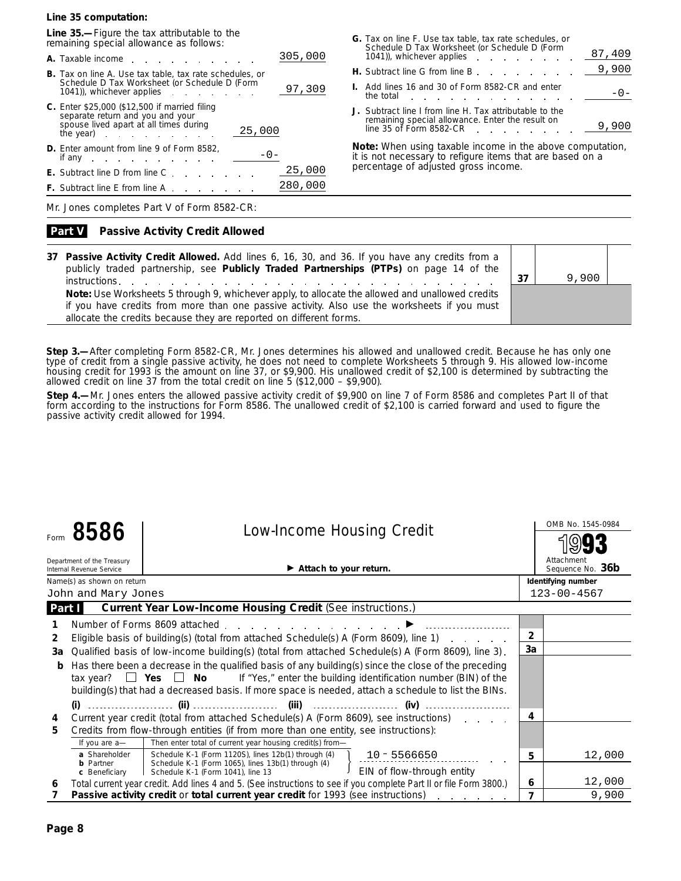**Line 35 computation:**

**Line 35.—**Figure the tax attributable to the remaining special allowance as follows:

| | | |
|---|---|---|
| **A.** Taxable income | | 305,000 |
| **B.** Tax on line A. Use tax table, tax rate schedules, or Schedule D Tax Worksheet (or Schedule D (Form 1041)), whichever applies | | 97,309 |
| **C.** Enter $25,000 ($12,500 if married filing separate return and you and your spouse lived apart at all times during the year) | 25,000 | |
| **D.** Enter amount from line 9 of Form 8582, if any | -0- | |
| **E.** Subtract line D from line C | | 25,000 |
| **F.** Subtract line E from line A | | 280,000 |
| **G.** Tax on line F. Use tax table, tax rate schedules, or Schedule D Tax Worksheet (or Schedule D (Form 1041)), whichever applies | | 87,409 |
| **H.** Subtract line G from line B | | 9,900 |
| **I.** Add lines 16 and 30 of Form 8582-CR and enter the total | | -0- |
| **J.** Subtract line I from line H. Tax attributable to the remaining special allowance. Enter the result on line 35 of Form 8582-CR | | 9,900 |

**Note:** When using taxable income in the above computation, it is not necessary to refigure items that are based on a percentage of adjusted gross income.

Mr. Jones completes Part V of Form 8582-CR:

**Part V Passive Activity Credit Allowed**

| | | |
|---|---|---|
| **37 Passive Activity Credit Allowed.** Add lines 6, 16, 30, and 36. If you have any credits from a publicly traded partnership, see **Publicly Traded Partnerships (PTPs)** on page 14 of the instructions | 37 | 9,900 |
| **Note:** Use Worksheets 5 through 9, whichever apply, to allocate the allowed and unallowed credits if you have credits from more than one passive activity. Also use the worksheets if you must allocate the credits because they are reported on different forms. | | |

**Step 3.—**After completing Form 8582-CR, Mr. Jones determines his allowed and unallowed credit. Because he has only one type of credit from a single passive activity, he does not need to complete Worksheets 5 through 9. His allowed low-income housing credit for 1993 is the amount on line 37, or $9,900. His unallowed credit of $2,100 is determined by subtracting the allowed credit on line 37 from the total credit on line 5 ($12,000 – $9,900).

**Step 4.—**Mr. Jones enters the allowed passive activity credit of $9,900 on line 7 of Form 8586 and completes Part II of that form according to the instructions for Form 8586. The unallowed credit of $2,100 is carried forward and used to figure the passive activity credit allowed for 1994.

---

Form **8586** — **Low-Income Housing Credit** — OMB No. 1545-0984 — **1993**

Department of the Treasury, Internal Revenue Service — ▶ **Attach to your return.** — Attachment Sequence No. **36b**

Name(s) as shown on return: John and Mary Jones — **Identifying number:** 123-00-4567

**Part I Current Year Low-Income Housing Credit** (See instructions.)

| | | | |
|---|---|---|---|
| **1** | Number of Forms 8609 attached ▶ | | |
| **2** | Eligible basis of building(s) (total from attached Schedule(s) A (Form 8609), line 1) | 2 | |
| **3a** | Qualified basis of low-income building(s) (total from attached Schedule(s) A (Form 8609), line 3) | 3a | |
| **b** | Has there been a decrease in the qualified basis of any building(s) since the close of the preceding tax year? ☐ **Yes** ☐ **No** If "Yes," enter the building identification number (BIN) of the building(s) that had a decreased basis. If more space is needed, attach a schedule to list the BINs. **(i)** ........ **(ii)** ........ **(iii)** ........ **(iv)** ........ | | |
| **4** | Current year credit (total from attached Schedule(s) A (Form 8609), see instructions) | 4 | |
| **5** | Credits from flow-through entities (if from more than one entity, see instructions): If you are a— **a** Shareholder: Schedule K-1 (Form 1120S), lines 12b(1) through (4); **b** Partner: Schedule K-1 (Form 1065), lines 13b(1) through (4); **c** Beneficiary: Schedule K-1 (Form 1041), line 13 — Then enter total of current year housing credit(s) from— 10 - 5566650 (EIN of flow-through entity) | 5 | 12,000 |
| **6** | Total current year credit. Add lines 4 and 5. (See instructions to see if you complete Part II or file Form 3800.) | 6 | 12,000 |
| **7** | **Passive activity credit** or **total current year credit** for 1993 (see instructions) | 7 | 9,900 |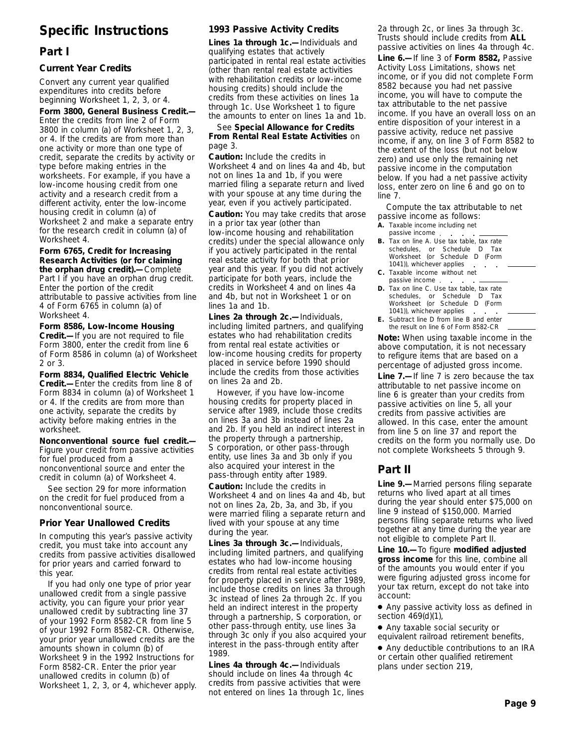# Specific Instructions

## Part I

### Current Year Credits

Convert any current year qualified expenditures into credits before beginning Worksheet 1, 2, 3, or 4.

**Form 3800, General Business Credit.—** Enter the credits from line 2 of Form 3800 in column (a) of Worksheet 1, 2, 3, or 4. If the credits are from more than one activity or more than one type of credit, separate the credits by activity or type before making entries in the worksheets. For example, if you have a low-income housing credit from one activity and a research credit from a different activity, enter the low-income housing credit in column (a) of Worksheet 2 and make a separate entry for the research credit in column (a) of Worksheet 4.

**Form 6765, Credit for Increasing Research Activities (or for claiming the orphan drug credit).—** Complete Part I if you have an orphan drug credit. Enter the portion of the credit attributable to passive activities from line 4 of Form 6765 in column (a) of Worksheet 4.

**Form 8586, Low-Income Housing Credit.—** If you are not required to file Form 3800, enter the credit from line 6 of Form 8586 in column (a) of Worksheet 2 or 3.

**Form 8834, Qualified Electric Vehicle Credit.—** Enter the credits from line 8 of Form 8834 in column (a) of Worksheet 1 or 4. If the credits are from more than one activity, separate the credits by activity before making entries in the worksheet.

**Nonconventional source fuel credit.—** Figure your credit from passive activities for fuel produced from a nonconventional source and enter the credit in column (a) of Worksheet 4.

See section 29 for more information on the credit for fuel produced from a nonconventional source.

### Prior Year Unallowed Credits

In computing this year's passive activity credit, you must take into account any credits from passive activities disallowed for prior years and carried forward to this year.

If you had only one type of prior year unallowed credit from a single passive activity, you can figure your prior year unallowed credit by subtracting line 37 of your 1992 Form 8582-CR from line 5 of your 1992 Form 8582-CR. Otherwise, your prior year unallowed credits are the amounts shown in column (b) of Worksheet 9 in the 1992 Instructions for Form 8582-CR. Enter the prior year unallowed credits in column (b) of Worksheet 1, 2, 3, or 4, whichever apply.

### 1993 Passive Activity Credits

**Lines 1a through 1c.—** Individuals and qualifying estates that actively participated in rental real estate activities (other than rental real estate activities with rehabilitation credits or low-income housing credits) should include the credits from these activities on lines 1a through 1c. Use Worksheet 1 to figure the amounts to enter on lines 1a and 1b.

See **Special Allowance for Credits From Rental Real Estate Activities** on page 3.

**Caution:** Include the credits in Worksheet 4 and on lines 4a and 4b, but not on lines 1a and 1b, if you were married filing a separate return and lived with your spouse at any time during the year, even if you actively participated.

**Caution:** You may take credits that arose in a prior tax year (other than low-income housing and rehabilitation credits) under the special allowance only if you actively participated in the rental real estate activity for both that prior year and this year. If you did not actively participate for both years, include the credits in Worksheet 4 and on lines 4a and 4b, but not in Worksheet 1 or on lines 1a and 1b.

**Lines 2a through 2c.—** Individuals, including limited partners, and qualifying estates who had rehabilitation credits from rental real estate activities or low-income housing credits for property placed in service before 1990 should include the credits from those activities on lines 2a and 2b.

However, if you have low-income housing credits for property placed in service after 1989, include those credits on lines 3a and 3b instead of lines 2a and 2b. If you held an indirect interest in the property through a partnership, S corporation, or other pass-through entity, use lines 3a and 3b only if you also acquired your interest in the pass-through entity after 1989.

**Caution:** Include the credits in Worksheet 4 and on lines 4a and 4b, but not on lines 2a, 2b, 3a, and 3b, if you were married filing a separate return and lived with your spouse at any time during the year.

**Lines 3a through 3c.—** Individuals, including limited partners, and qualifying estates who had low-income housing credits from rental real estate activities for property placed in service after 1989, include those credits on lines 3a through 3c instead of lines 2a through 2c. If you held an indirect interest in the property through a partnership, S corporation, or other pass-through entity, use lines 3a through 3c only if you also acquired your interest in the pass-through entity after 1989.

**Lines 4a through 4c.—** Individuals should include on lines 4a through 4c credits from passive activities that were not entered on lines 1a through 1c, lines 2a through 2c, or lines 3a through 3c. Trusts should include credits from **ALL** passive activities on lines 4a through 4c.

**Line 6.—** If line 3 of **Form 8582,** Passive Activity Loss Limitations, shows net income, or if you did not complete Form 8582 because you had net passive income, you will have to compute the tax attributable to the net passive income. If you have an overall loss on an entire disposition of your interest in a passive activity, reduce net passive income, if any, on line 3 of Form 8582 to the extent of the loss (but not below zero) and use only the remaining net passive income in the computation below. If you had a net passive activity loss, enter zero on line 6 and go on to line 7.

Compute the tax attributable to net passive income as follows:

**A.** Taxable income including net passive income . . . . . ______

**B.** Tax on line A. Use tax table, tax rate schedules, or Schedule D Tax Worksheet (or Schedule D (Form 1041)), whichever applies . . . ______

**C.** Taxable income without net passive income . . . . . ______

**D.** Tax on line C. Use tax table, tax rate schedules, or Schedule D Tax Worksheet (or Schedule D (Form 1041)), whichever applies . . . ______

**E.** Subtract line D from line B and enter the result on line 6 of Form 8582-CR ______

**Note:** When using taxable income in the above computation, it is not necessary to refigure items that are based on a percentage of adjusted gross income.

**Line 7.—** If line 7 is zero because the tax attributable to net passive income on line 6 is greater than your credits from passive activities on line 5, all your credits from passive activities are allowed. In this case, enter the amount from line 5 on line 37 and report the credits on the form you normally use. Do not complete Worksheets 5 through 9.

## Part II

**Line 9.—** Married persons filing separate returns who lived apart at all times during the year should enter $75,000 on line 9 instead of $150,000. Married persons filing separate returns who lived together at any time during the year are not eligible to complete Part II.

**Line 10.—** To figure **modified adjusted gross income** for this line, combine all of the amounts you would enter if you were figuring adjusted gross income for your tax return, except do not take into account:

- Any passive activity loss as defined in section 469(d)(1),
- Any taxable social security or equivalent railroad retirement benefits,
- Any deductible contributions to an IRA or certain other qualified retirement plans under section 219,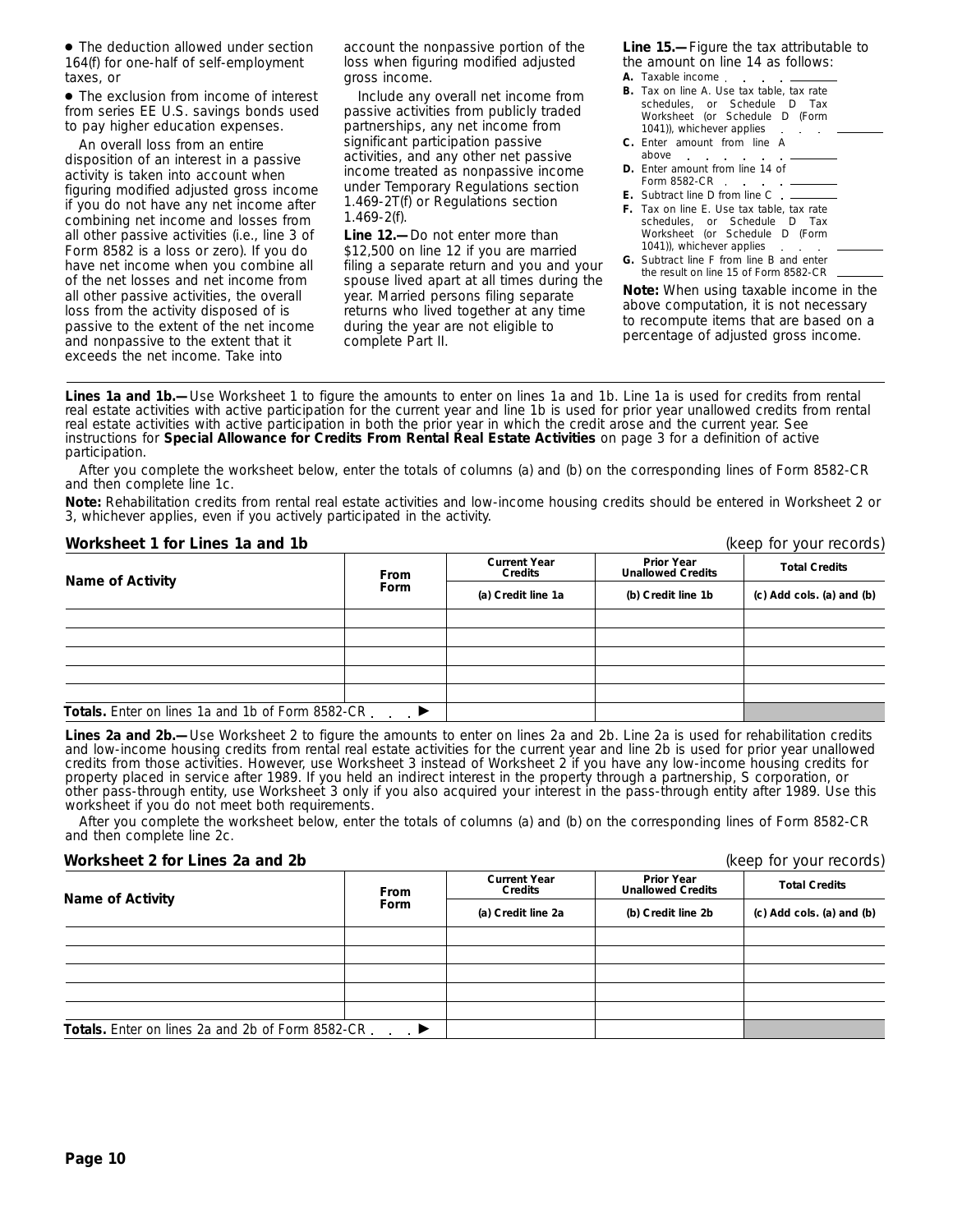- The deduction allowed under section 164(f) for one-half of self-employment taxes, or
- The exclusion from income of interest from series EE U.S. savings bonds used to pay higher education expenses.

An overall loss from an entire disposition of an interest in a passive activity is taken into account when figuring modified adjusted gross income if you do not have any net income after combining net income and losses from all other passive activities (i.e., line 3 of Form 8582 is a loss or zero). If you do have net income when you combine all of the net losses and net income from all other passive activities, the overall loss from the activity disposed of is passive to the extent of the net income and nonpassive to the extent that it exceeds the net income. Take into account the nonpassive portion of the loss when figuring modified adjusted gross income.

Include any overall net income from passive activities from publicly traded partnerships, any net income from significant participation passive activities, and any other net passive income treated as nonpassive income under Temporary Regulations section 1.469-2T(f) or Regulations section 1.469-2(f).

**Line 12.—** Do not enter more than $12,500 on line 12 if you are married filing a separate return and you and your spouse lived apart at all times during the year. Married persons filing separate returns who lived together at any time during the year are not eligible to complete Part II.

**Line 15.—** Figure the tax attributable to the amount on line 14 as follows:

**A.** Taxable income . . . . ______

**B.** Tax on line A. Use tax table, tax rate schedules, or Schedule D Tax Worksheet (or Schedule D (Form 1041)), whichever applies . . . ______

**C.** Enter amount from line A above . . . . . . . ______

**D.** Enter amount from line 14 of Form 8582-CR . . . . ______

**E.** Subtract line D from line C . ______

**F.** Tax on line E. Use tax table, tax rate schedules, or Schedule D Tax Worksheet (or Schedule D (Form 1041)), whichever applies . . . ______

**G.** Subtract line F from line B and enter the result on line 15 of Form 8582-CR ______

**Note:** When using taxable income in the above computation, it is not necessary to recompute items that are based on a percentage of adjusted gross income.

**Lines 1a and 1b.—** Use Worksheet 1 to figure the amounts to enter on lines 1a and 1b. Line 1a is used for credits from rental real estate activities with active participation for the current year and line 1b is used for prior year unallowed credits from rental real estate activities with active participation in both the prior year in which the credit arose and the current year. See instructions for **Special Allowance for Credits From Rental Real Estate Activities** on page 3 for a definition of active participation.

After you complete the worksheet below, enter the totals of columns (a) and (b) on the corresponding lines of Form 8582-CR and then complete line 1c.

**Note:** Rehabilitation credits from rental real estate activities and low-income housing credits should be entered in Worksheet 2 or 3, whichever applies, even if you actively participated in the activity.

### Worksheet 1 for Lines 1a and 1b

(keep for your records)

| Name of Activity | From Form | Current Year Credits (a) Credit line 1a | Prior Year Unallowed Credits (b) Credit line 1b | Total Credits (c) Add cols. (a) and (b) |
|---|---|---|---|---|
| | | | | |
| | | | | |
| | | | | |
| | | | | |
| | | | | |
| **Totals.** Enter on lines 1a and 1b of Form 8582-CR . . . ▶ | | | | |

**Lines 2a and 2b.—** Use Worksheet 2 to figure the amounts to enter on lines 2a and 2b. Line 2a is used for rehabilitation credits and low-income housing credits from rental real estate activities for the current year and line 2b is used for prior year unallowed credits from those activities. However, use Worksheet 3 instead of Worksheet 2 if you have any low-income housing credits for property placed in service after 1989. If you held an indirect interest in the property through a partnership, S corporation, or other pass-through entity, use Worksheet 3 only if you also acquired your interest in the pass-through entity after 1989. Use this worksheet if you do not meet both requirements.

After you complete the worksheet below, enter the totals of columns (a) and (b) on the corresponding lines of Form 8582-CR and then complete line 2c.

### Worksheet 2 for Lines 2a and 2b

(keep for your records)

| Name of Activity | From Form | Current Year Credits (a) Credit line 2a | Prior Year Unallowed Credits (b) Credit line 2b | Total Credits (c) Add cols. (a) and (b) |
|---|---|---|---|---|
| | | | | |
| | | | | |
| | | | | |
| | | | | |
| | | | | |
| **Totals.** Enter on lines 2a and 2b of Form 8582-CR . . . ▶ | | | | |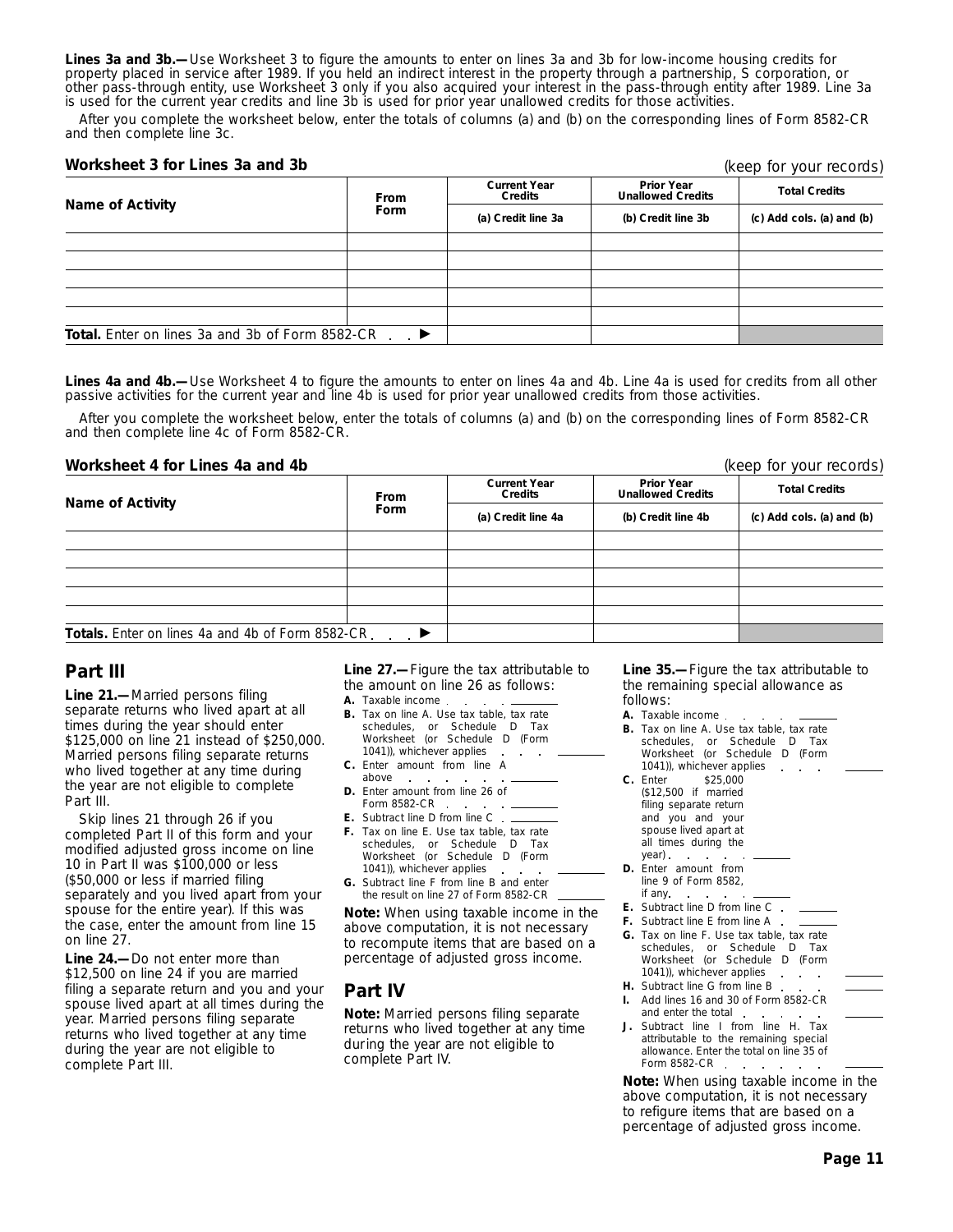**Lines 3a and 3b.—**Use Worksheet 3 to figure the amounts to enter on lines 3a and 3b for low-income housing credits for property placed in service after 1989. If you held an indirect interest in the property through a partnership, S corporation, or other pass-through entity, use Worksheet 3 only if you also acquired your interest in the pass-through entity after 1989. Line 3a is used for the current year credits and line 3b is used for prior year unallowed credits for those activities.

After you complete the worksheet below, enter the totals of columns (a) and (b) on the corresponding lines of Form 8582-CR and then complete line 3c.

**Worksheet 3 for Lines 3a and 3b** (keep for your records)

| Name of Activity | From Form | Current Year Credits | Prior Year Unallowed Credits | Total Credits |
|---|---|---|---|---|
| | | (a) Credit line 3a | (b) Credit line 3b | (c) Add cols. (a) and (b) |
| | | | | |
| | | | | |
| | | | | |
| | | | | |
| | | | | |
| **Total.** Enter on lines 3a and 3b of Form 8582-CR ▶ | | | | |

**Lines 4a and 4b.—**Use Worksheet 4 to figure the amounts to enter on lines 4a and 4b. Line 4a is used for credits from all other passive activities for the current year and line 4b is used for prior year unallowed credits from those activities.

After you complete the worksheet below, enter the totals of columns (a) and (b) on the corresponding lines of Form 8582-CR and then complete line 4c of Form 8582-CR.

**Worksheet 4 for Lines 4a and 4b** (keep for your records)

| Name of Activity | From Form | Current Year Credits | Prior Year Unallowed Credits | Total Credits |
|---|---|---|---|---|
| | | (a) Credit line 4a | (b) Credit line 4b | (c) Add cols. (a) and (b) |
| | | | | |
| | | | | |
| | | | | |
| | | | | |
| | | | | |
| **Totals.** Enter on lines 4a and 4b of Form 8582-CR ▶ | | | | |

## Part III

**Line 21.—**Married persons filing separate returns who lived apart at all times during the year should enter $125,000 on line 21 instead of $250,000. Married persons filing separate returns who lived together at any time during the year are not eligible to complete Part III.

Skip lines 21 through 26 if you completed Part II of this form and your modified adjusted gross income on line 10 in Part II was $100,000 or less ($50,000 or less if married filing separately and you lived apart from your spouse for the entire year). If this was the case, enter the amount from line 15 on line 27.

**Line 24.—**Do not enter more than $12,500 on line 24 if you are married filing a separate return and you and your spouse lived apart at all times during the year. Married persons filing separate returns who lived together at any time during the year are not eligible to complete Part III.

**Line 27.—**Figure the tax attributable to the amount on line 26 as follows:

**A.** Taxable income . . . . ______

**B.** Tax on line A. Use tax table, tax rate schedules, or Schedule D Tax Worksheet (or Schedule D (Form 1041)), whichever applies . . . ______

**C.** Enter amount from line A above . . . . . . ______

**D.** Enter amount from line 26 of Form 8582-CR . . . ______

**E.** Subtract line D from line C . ______

**F.** Tax on line E. Use tax table, tax rate schedules, or Schedule D Tax Worksheet (or Schedule D (Form 1041)), whichever applies . . . ______

**G.** Subtract line F from line B and enter the result on line 27 of Form 8582-CR ______

**Note:** When using taxable income in the above computation, it is not necessary to recompute items that are based on a percentage of adjusted gross income.

## Part IV

**Note:** Married persons filing separate returns who lived together at any time during the year are not eligible to complete Part IV.

**Line 35.—**Figure the tax attributable to the remaining special allowance as follows:

**A.** Taxable income . . . . ______

**B.** Tax on line A. Use tax table, tax rate schedules, or Schedule D Tax Worksheet (or Schedule D (Form 1041)), whichever applies . . . ______

**C.** Enter $25,000 ($12,500 if married filing separate return and you and your spouse lived apart at all times during the year) . . . . . ______

**D.** Enter amount from line 9 of Form 8582, if any. . . . . . ______

**E.** Subtract line D from line C . ______

**F.** Subtract line E from line A . ______

**G.** Tax on line F. Use tax table, tax rate schedules, or Schedule D Tax Worksheet (or Schedule D (Form 1041)), whichever applies . . . ______

**H.** Subtract line G from line B . . . ______

**I.** Add lines 16 and 30 of Form 8582-CR and enter the total . . . . . ______

**J.** Subtract line I from line H. Tax attributable to the remaining special allowance. Enter the total on line 35 of Form 8582-CR . . . . . . . ______

**Note:** When using taxable income in the above computation, it is not necessary to refigure items that are based on a percentage of adjusted gross income.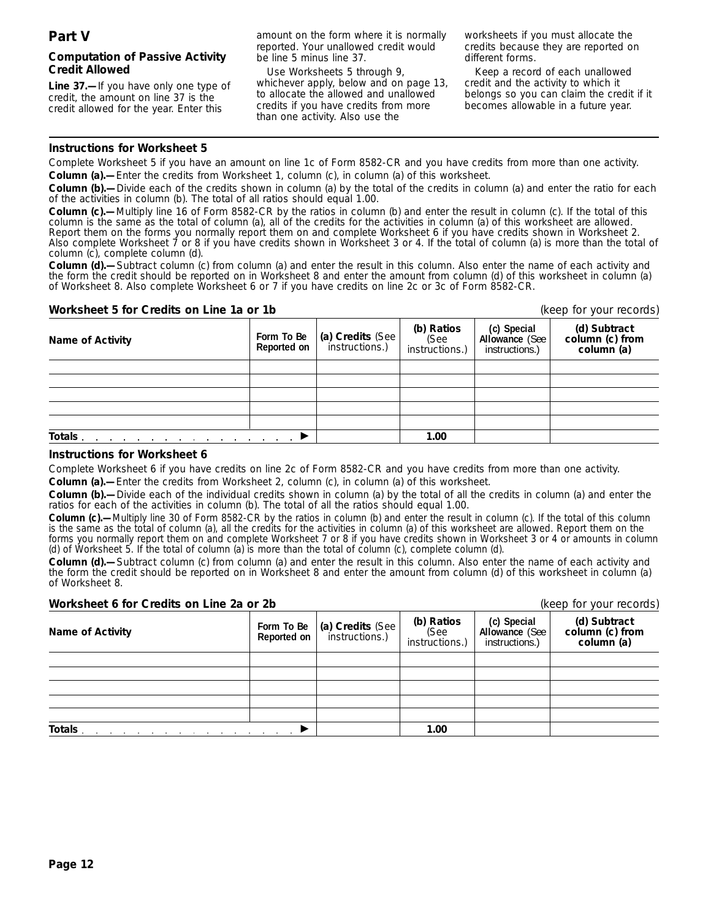## Part V

### Computation of Passive Activity Credit Allowed

**Line 37.—**If you have only one type of credit, the amount on line 37 is the credit allowed for the year. Enter this amount on the form where it is normally reported. Your unallowed credit would be line 5 minus line 37.

Use Worksheets 5 through 9, whichever apply, below and on page 13, to allocate the allowed and unallowed credits if you have credits from more than one activity. Also use the worksheets if you must allocate the credits because they are reported on different forms.

Keep a record of each unallowed credit and the activity to which it belongs so you can claim the credit if it becomes allowable in a future year.

### Instructions for Worksheet 5

Complete Worksheet 5 if you have an amount on line 1c of Form 8582-CR and you have credits from more than one activity.

**Column (a).—**Enter the credits from Worksheet 1, column (c), in column (a) of this worksheet.

**Column (b).—**Divide each of the credits shown in column (a) by the total of the credits in column (a) and enter the ratio for each of the activities in column (b). The total of all ratios should equal 1.00.

**Column (c).—**Multiply line 16 of Form 8582-CR by the ratios in column (b) and enter the result in column (c). If the total of this column is the same as the total of column (a), all of the credits for the activities in column (a) of this worksheet are allowed. Report them on the forms you normally report them on and complete Worksheet 6 if you have credits shown in Worksheet 2. Also complete Worksheet 7 or 8 if you have credits shown in Worksheet 3 or 4. If the total of column (a) is more than the total of column (c), complete column (d).

**Column (d).—**Subtract column (c) from column (a) and enter the result in this column. Also enter the name of each activity and the form the credit should be reported on in Worksheet 8 and enter the amount from column (d) of this worksheet in column (a) of Worksheet 8. Also complete Worksheet 6 or 7 if you have credits on line 2c or 3c of Form 8582-CR.

**Worksheet 5 for Credits on Line 1a or 1b** (keep for your records)

| Name of Activity | Form To Be Reported on | (a) Credits (See instructions.) | (b) Ratios (See instructions.) | (c) Special Allowance (See instructions.) | (d) Subtract column (c) from column (a) |
|---|---|---|---|---|---|
| | | | | | |
| | | | | | |
| | | | | | |
| | | | | | |
| | | | | | |
| Totals ▶ | | | 1.00 | | |

### Instructions for Worksheet 6

Complete Worksheet 6 if you have credits on line 2c of Form 8582-CR and you have credits from more than one activity.

**Column (a).—**Enter the credits from Worksheet 2, column (c), in column (a) of this worksheet.

**Column (b).—**Divide each of the individual credits shown in column (a) by the total of all the credits in column (a) and enter the ratios for each of the activities in column (b). The total of all the ratios should equal 1.00.

**Column (c).—**Multiply line 30 of Form 8582-CR by the ratios in column (b) and enter the result in column (c). If the total of this column is the same as the total of column (a), all the credits for the activities in column (a) of this worksheet are allowed. Report them on the forms you normally report them on and complete Worksheet 7 or 8 if you have credits shown in Worksheet 3 or 4 or amounts in column (d) of Worksheet 5. If the total of column (a) is more than the total of column (c), complete column (d).

**Column (d).—**Subtract column (c) from column (a) and enter the result in this column. Also enter the name of each activity and the form the credit should be reported on in Worksheet 8 and enter the amount from column (d) of this worksheet in column (a) of Worksheet 8.

**Worksheet 6 for Credits on Line 2a or 2b** (keep for your records)

| Name of Activity | Form To Be Reported on | (a) Credits (See instructions.) | (b) Ratios (See instructions.) | (c) Special Allowance (See instructions.) | (d) Subtract column (c) from column (a) |
|---|---|---|---|---|---|
| | | | | | |
| | | | | | |
| | | | | | |
| | | | | | |
| | | | | | |
| Totals ▶ | | | 1.00 | | |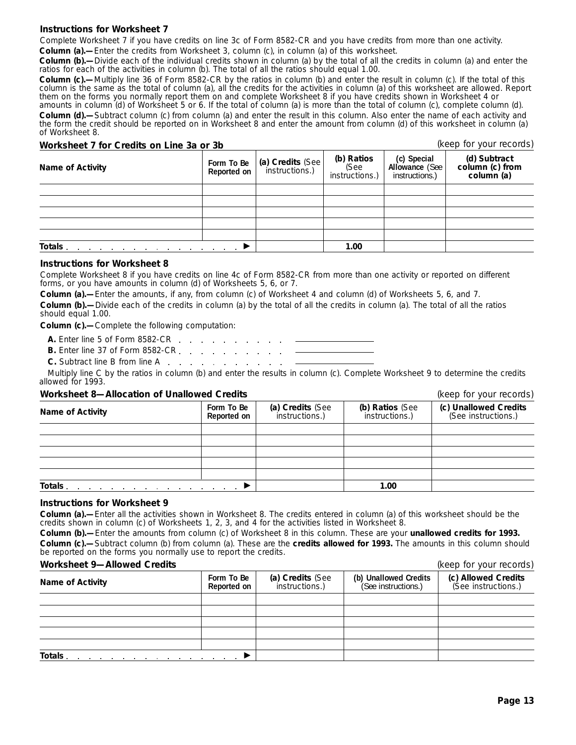### Instructions for Worksheet 7

Complete Worksheet 7 if you have credits on line 3c of Form 8582-CR and you have credits from more than one activity.

**Column (a).—** Enter the credits from Worksheet 3, column (c), in column (a) of this worksheet.

**Column (b).—** Divide each of the individual credits shown in column (a) by the total of all the credits in column (a) and enter the ratios for each of the activities in column (b). The total of all the ratios should equal 1.00.

**Column (c).—** Multiply line 36 of Form 8582-CR by the ratios in column (b) and enter the result in column (c). If the total of this column is the same as the total of column (a), all the credits for the activities in column (a) of this worksheet are allowed. Report them on the forms you normally report them on and complete Worksheet 8 if you have credits shown in Worksheet 4 or amounts in column (d) of Worksheet 5 or 6. If the total of column (a) is more than the total of column (c), complete column (d).

**Column (d).—** Subtract column (c) from column (a) and enter the result in this column. Also enter the name of each activity and the form the credit should be reported on in Worksheet 8 and enter the amount from column (d) of this worksheet in column (a) of Worksheet 8.

### Worksheet 7 for Credits on Line 3a or 3b

(keep for your records)

| Name of Activity | Form To Be Reported on | (a) Credits (See instructions.) | (b) Ratios (See instructions.) | (c) Special Allowance (See instructions.) | (d) Subtract column (c) from column (a) |
|---|---|---|---|---|---|
| | | | | | |
| | | | | | |
| | | | | | |
| | | | | | |
| | | | | | |
| **Totals** . . . . . . . . . . . . . . . . ▶ | | | 1.00 | | |

### Instructions for Worksheet 8

Complete Worksheet 8 if you have credits on line 4c of Form 8582-CR from more than one activity or reported on different forms, or you have amounts in column (d) of Worksheets 5, 6, or 7.

**Column (a).—** Enter the amounts, if any, from column (c) of Worksheet 4 and column (d) of Worksheets 5, 6, and 7.

**Column (b).—** Divide each of the credits in column (a) by the total of all the credits in column (a). The total of all the ratios should equal 1.00.

**Column (c).—** Complete the following computation:

**A.** Enter line 5 of Form 8582-CR . . . . . . . . . . . ________

**B.** Enter line 37 of Form 8582-CR . . . . . . . . . . ________

**C.** Subtract line B from line A . . . . . . . . . . . ________

Multiply line C by the ratios in column (b) and enter the results in column (c). Complete Worksheet 9 to determine the credits allowed for 1993.

### Worksheet 8—Allocation of Unallowed Credits

(keep for your records)

| Name of Activity | Form To Be Reported on | (a) Credits (See instructions.) | (b) Ratios (See instructions.) | (c) Unallowed Credits (See instructions.) |
|---|---|---|---|---|
| | | | | |
| | | | | |
| | | | | |
| | | | | |
| | | | | |
| **Totals** . . . . . . . . . . . . . . . . ▶ | | | 1.00 | |

### Instructions for Worksheet 9

**Column (a).—** Enter all the activities shown in Worksheet 8. The credits entered in column (a) of this worksheet should be the credits shown in column (c) of Worksheets 1, 2, 3, and 4 for the activities listed in Worksheet 8.

**Column (b).—** Enter the amounts from column (c) of Worksheet 8 in this column. These are your **unallowed credits for 1993.**

**Column (c).—** Subtract column (b) from column (a). These are the **credits allowed for 1993.** The amounts in this column should be reported on the forms you normally use to report the credits.

### Worksheet 9—Allowed Credits

(keep for your records)

| Name of Activity | Form To Be Reported on | (a) Credits (See instructions.) | (b) Unallowed Credits (See instructions.) | (c) Allowed Credits (See instructions.) |
|---|---|---|---|---|
| | | | | |
| | | | | |
| | | | | |
| | | | | |
| | | | | |
| **Totals** . . . . . . . . . . . . . . . . ▶ | | | | |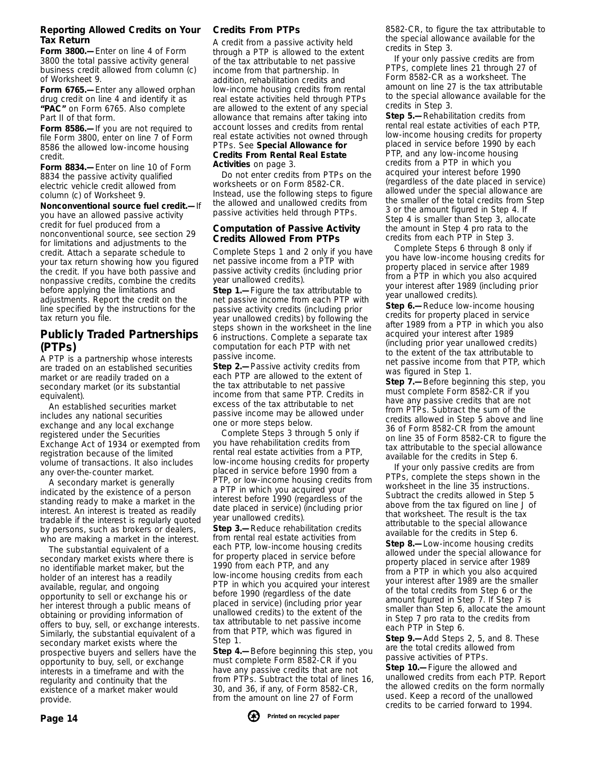### Reporting Allowed Credits on Your Tax Return

**Form 3800.—** Enter on line 4 of Form 3800 the total passive activity general business credit allowed from column (c) of Worksheet 9.

**Form 6765.—** Enter any allowed orphan drug credit on line 4 and identify it as **"PAC"** on Form 6765. Also complete Part II of that form.

**Form 8586.—** If you are not required to file Form 3800, enter on line 7 of Form 8586 the allowed low-income housing credit.

**Form 8834.—** Enter on line 10 of Form 8834 the passive activity qualified electric vehicle credit allowed from column (c) of Worksheet 9.

**Nonconventional source fuel credit.—** If you have an allowed passive activity credit for fuel produced from a nonconventional source, see section 29 for limitations and adjustments to the credit. Attach a separate schedule to your tax return showing how you figured the credit. If you have both passive and nonpassive credits, combine the credits before applying the limitations and adjustments. Report the credit on the line specified by the instructions for the tax return you file.

## Publicly Traded Partnerships (PTPs)

A PTP is a partnership whose interests are traded on an established securities market or are readily traded on a secondary market (or its substantial equivalent).

An established securities market includes any national securities exchange and any local exchange registered under the Securities Exchange Act of 1934 or exempted from registration because of the limited volume of transactions. It also includes any over-the-counter market.

A secondary market is generally indicated by the existence of a person standing ready to make a market in the interest. An interest is treated as readily tradable if the interest is regularly quoted by persons, such as brokers or dealers, who are making a market in the interest.

The substantial equivalent of a secondary market exists where there is no identifiable market maker, but the holder of an interest has a readily available, regular, and ongoing opportunity to sell or exchange his or her interest through a public means of obtaining or providing information of offers to buy, sell, or exchange interests. Similarly, the substantial equivalent of a secondary market exists where the prospective buyers and sellers have the opportunity to buy, sell, or exchange interests in a timeframe and with the regularity and continuity that the existence of a market maker would provide.

### Credits From PTPs

A credit from a passive activity held through a PTP is allowed to the extent of the tax attributable to net passive income from that partnership. In addition, rehabilitation credits and low-income housing credits from rental real estate activities held through PTPs are allowed to the extent of any special allowance that remains after taking into account losses and credits from rental real estate activities not owned through PTPs. See **Special Allowance for Credits From Rental Real Estate Activities** on page 3.

Do not enter credits from PTPs on the worksheets or on Form 8582-CR. Instead, use the following steps to figure the allowed and unallowed credits from passive activities held through PTPs.

### Computation of Passive Activity Credits Allowed From PTPs

Complete Steps 1 and 2 only if you have net passive income from a PTP with passive activity credits (including prior year unallowed credits).

**Step 1.—** Figure the tax attributable to net passive income from each PTP with passive activity credits (including prior year unallowed credits) by following the steps shown in the worksheet in the line 6 instructions. Complete a separate tax computation for each PTP with net passive income.

**Step 2.—** Passive activity credits from each PTP are allowed to the extent of the tax attributable to net passive income from that same PTP. Credits in excess of the tax attributable to net passive income may be allowed under one or more steps below.

Complete Steps 3 through 5 only if you have rehabilitation credits from rental real estate activities from a PTP, low-income housing credits for property placed in service before 1990 from a PTP, or low-income housing credits from a PTP in which you acquired your interest before 1990 (regardless of the date placed in service) (including prior year unallowed credits).

**Step 3.—** Reduce rehabilitation credits from rental real estate activities from each PTP, low-income housing credits for property placed in service before 1990 from each PTP, and any low-income housing credits from each PTP in which you acquired your interest before 1990 (regardless of the date placed in service) (including prior year unallowed credits) to the extent of the tax attributable to net passive income from that PTP, which was figured in Step 1.

**Step 4.—** Before beginning this step, you must complete Form 8582-CR if you have any passive credits that are not from PTPs. Subtract the total of lines 16, 30, and 36, if any, of Form 8582-CR, from the amount on line 27 of Form 8582-CR, to figure the tax attributable to the special allowance available for the credits in Step 3.

If your only passive credits are from PTPs, complete lines 21 through 27 of Form 8582-CR as a worksheet. The amount on line 27 is the tax attributable to the special allowance available for the credits in Step 3.

**Step 5.—** Rehabilitation credits from rental real estate activities of each PTP, low-income housing credits for property placed in service before 1990 by each PTP, and any low-income housing credits from a PTP in which you acquired your interest before 1990 (regardless of the date placed in service) allowed under the special allowance are the smaller of the total credits from Step 3 or the amount figured in Step 4. If Step 4 is smaller than Step 3, allocate the amount in Step 4 pro rata to the credits from each PTP in Step 3.

Complete Steps 6 through 8 only if you have low-income housing credits for property placed in service after 1989 from a PTP in which you also acquired your interest after 1989 (including prior year unallowed credits).

**Step 6.—** Reduce low-income housing credits for property placed in service after 1989 from a PTP in which you also acquired your interest after 1989 (including prior year unallowed credits) to the extent of the tax attributable to net passive income from that PTP, which was figured in Step 1.

**Step 7.—** Before beginning this step, you must complete Form 8582-CR if you have any passive credits that are not from PTPs. Subtract the sum of the credits allowed in Step 5 above and line 36 of Form 8582-CR from the amount on line 35 of Form 8582-CR to figure the tax attributable to the special allowance available for the credits in Step 6.

If your only passive credits are from PTPs, complete the steps shown in the worksheet in the line 35 instructions. Subtract the credits allowed in Step 5 above from the tax figured on line J of that worksheet. The result is the tax attributable to the special allowance available for the credits in Step 6.

**Step 8.—** Low-income housing credits allowed under the special allowance for property placed in service after 1989 from a PTP in which you also acquired your interest after 1989 are the smaller of the total credits from Step 6 or the amount figured in Step 7. If Step 7 is smaller than Step 6, allocate the amount in Step 7 pro rata to the credits from each PTP in Step 6.

**Step 9.—** Add Steps 2, 5, and 8. These are the total credits allowed from passive activities of PTPs.

**Step 10.—** Figure the allowed and unallowed credits from each PTP. Report the allowed credits on the form normally used. Keep a record of the unallowed credits to be carried forward to 1994.

Printed on recycled paper